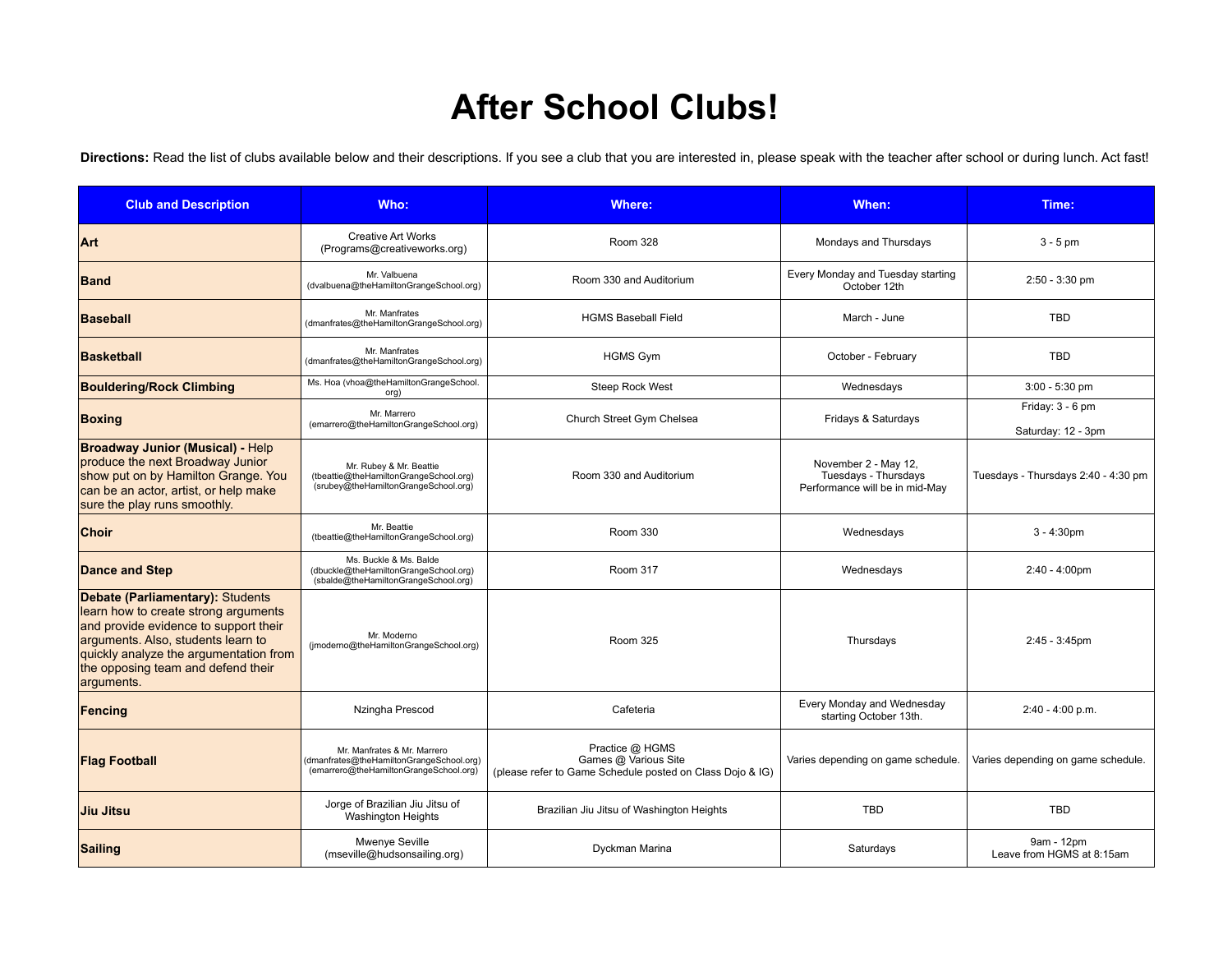# After School Clubs!

**Directions:** Read the list of clubs available below and their descriptions. If you see a club that you are interested in, please speak with the teacher after school or during lunch. Act fast!

| Club and Description | Who: | Where: | When: | Time: |
|---|---|---|---|---|
| **Art** | Creative Art Works (Programs@creativeworks.org) | Room 328 | Mondays and Thursdays | 3 - 5 pm |
| **Band** | Mr. Valbuena (dvalbuena@theHamiltonGrangeSchool.org) | Room 330 and Auditorium | Every Monday and Tuesday starting October 12th | 2:50 - 3:30 pm |
| **Baseball** | Mr. Manfrates (dmanfrates@theHamiltonGrangeSchool.org) | HGMS Baseball Field | March - June | TBD |
| **Basketball** | Mr. Manfrates (dmanfrates@theHamiltonGrangeSchool.org) | HGMS Gym | October - February | TBD |
| **Bouldering/Rock Climbing** | Ms. Hoa (vhoa@theHamiltonGrangeSchool.org) | Steep Rock West | Wednesdays | 3:00 - 5:30 pm |
| **Boxing** | Mr. Marrero (emarrero@theHamiltonGrangeSchool.org) | Church Street Gym Chelsea | Fridays & Saturdays | Friday: 3 - 6 pm<br>Saturday: 12 - 3pm |
| **Broadway Junior (Musical) -** Help produce the next Broadway Junior show put on by Hamilton Grange. You can be an actor, artist, or help make sure the play runs smoothly. | Mr. Rubey & Mr. Beattie (tbeattie@theHamiltonGrangeSchool.org) (srubey@theHamiltonGrangeSchool.org) | Room 330 and Auditorium | November 2 - May 12, Tuesdays - Thursdays Performance will be in mid-May | Tuesdays - Thursdays 2:40 - 4:30 pm |
| **Choir** | Mr. Beattie (tbeattie@theHamiltonGrangeSchool.org) | Room 330 | Wednesdays | 3 - 4:30pm |
| **Dance and Step** | Ms. Buckle & Ms. Balde (dbuckle@theHamiltonGrangeSchool.org) (sbalde@theHamiltonGrangeSchool.org) | Room 317 | Wednesdays | 2:40 - 4:00pm |
| **Debate (Parliamentary):** Students learn how to create strong arguments and provide evidence to support their arguments. Also, students learn to quickly analyze the argumentation from the opposing team and defend their arguments. | Mr. Moderno (jmoderno@theHamiltonGrangeSchool.org) | Room 325 | Thursdays | 2:45 - 3:45pm |
| **Fencing** | Nzingha Prescod | Cafeteria | Every Monday and Wednesday starting October 13th. | 2:40 - 4:00 p.m. |
| **Flag Football** | Mr. Manfrates & Mr. Marrero (dmanfrates@theHamiltonGrangeSchool.org) (emarrero@theHamiltonGrangeSchool.org) | Practice @ HGMS<br>Games @ Various Site<br>(please refer to Game Schedule posted on Class Dojo & IG) | Varies depending on game schedule. | Varies depending on game schedule. |
| **Jiu Jitsu** | Jorge of Brazilian Jiu Jitsu of Washington Heights | Brazilian Jiu Jitsu of Washington Heights | TBD | TBD |
| **Sailing** | Mwenye Seville (mseville@hudsonsailing.org) | Dyckman Marina | Saturdays | 9am - 12pm<br>Leave from HGMS at 8:15am |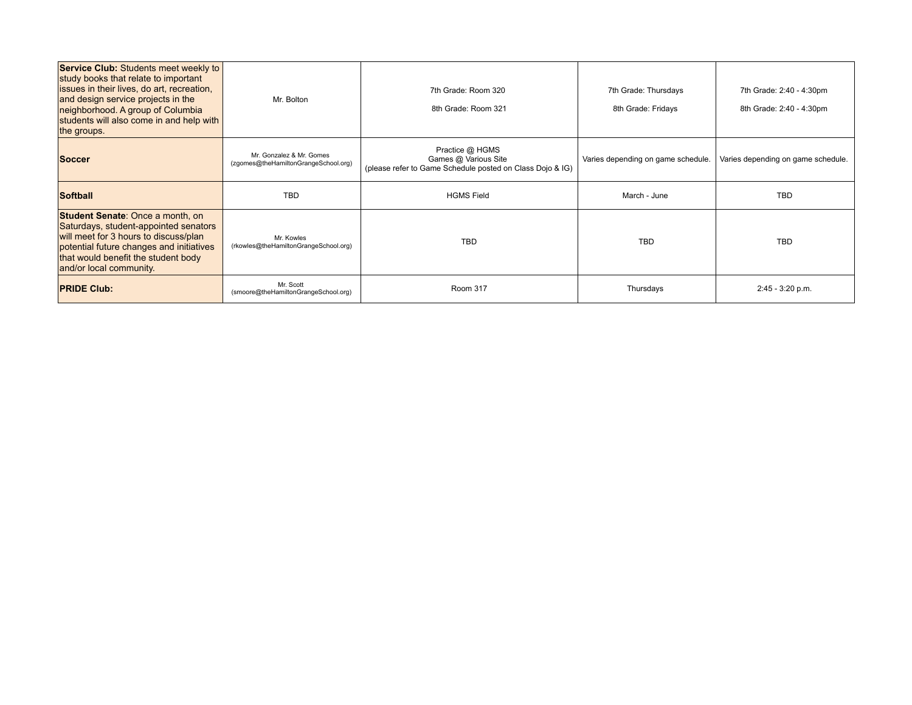| | | | | |
|---|---|---|---|---|
| **Service Club:** Students meet weekly to study books that relate to important issues in their lives, do art, recreation, and design service projects in the neighborhood. A group of Columbia students will also come in and help with the groups. | Mr. Bolton | 7th Grade: Room 320<br><br>8th Grade: Room 321 | 7th Grade: Thursdays<br><br>8th Grade: Fridays | 7th Grade: 2:40 - 4:30pm<br><br>8th Grade: 2:40 - 4:30pm |
| **Soccer** | Mr. Gonzalez & Mr. Gomes<br>(zgomes@theHamiltonGrangeSchool.org) | Practice @ HGMS<br>Games @ Various Site<br>(please refer to Game Schedule posted on Class Dojo & IG) | Varies depending on game schedule. | Varies depending on game schedule. |
| **Softball** | TBD | HGMS Field | March - June | TBD |
| **Student Senate**: Once a month, on Saturdays, student-appointed senators will meet for 3 hours to discuss/plan potential future changes and initiatives that would benefit the student body and/or local community. | Mr. Kowles<br>(rkowles@theHamiltonGrangeSchool.org) | TBD | TBD | TBD |
| **PRIDE Club:** | Mr. Scott<br>(smoore@theHamiltonGrangeSchool.org) | Room 317 | Thursdays | 2:45 - 3:20 p.m. |